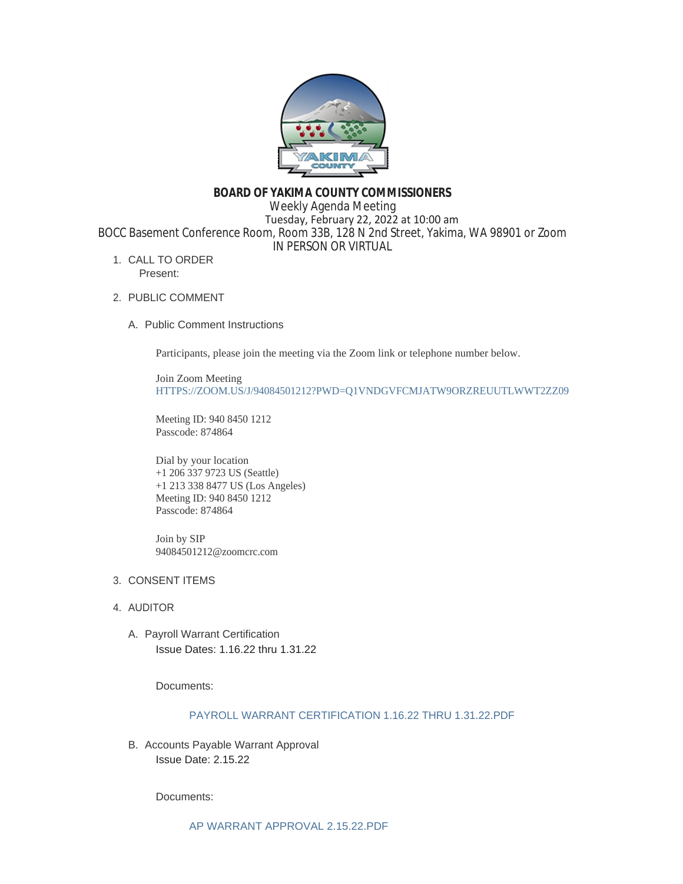# BOARD OF YAKIMA COUNTY COMMISSIONERS

Weekly Agenda Meeting

Tuesday, February 22, 2022 at 10:00 am

BOCC Basement Conference Room, Room 33B, 128 N 2nd Street, Yakima, WA 98901 or Zoom

IN PERSON OR VIRTUAL

1. CALL TO ORDER

   Present:

2. PUBLIC COMMENT

   A. Public Comment Instructions

      Participants, please join the meeting via the Zoom link or telephone number below.

      Join Zoom Meeting
      HTTPS://ZOOM.US/J/94084501212?PWD=Q1VNDGVFCMJATW9ORZREUUTLWWT2ZZ09

      Meeting ID: 940 8450 1212
      Passcode: 874864

      Dial by your location
      +1 206 337 9723 US (Seattle)
      +1 213 338 8477 US (Los Angeles)
      Meeting ID: 940 8450 1212
      Passcode: 874864

      Join by SIP
      94084501212@zoomcrc.com

3. CONSENT ITEMS

4. AUDITOR

   A. Payroll Warrant Certification
      Issue Dates: 1.16.22 thru 1.31.22

      Documents:

      PAYROLL WARRANT CERTIFICATION 1.16.22 THRU 1.31.22.PDF

   B. Accounts Payable Warrant Approval
      Issue Date: 2.15.22

      Documents:

      AP WARRANT APPROVAL 2.15.22.PDF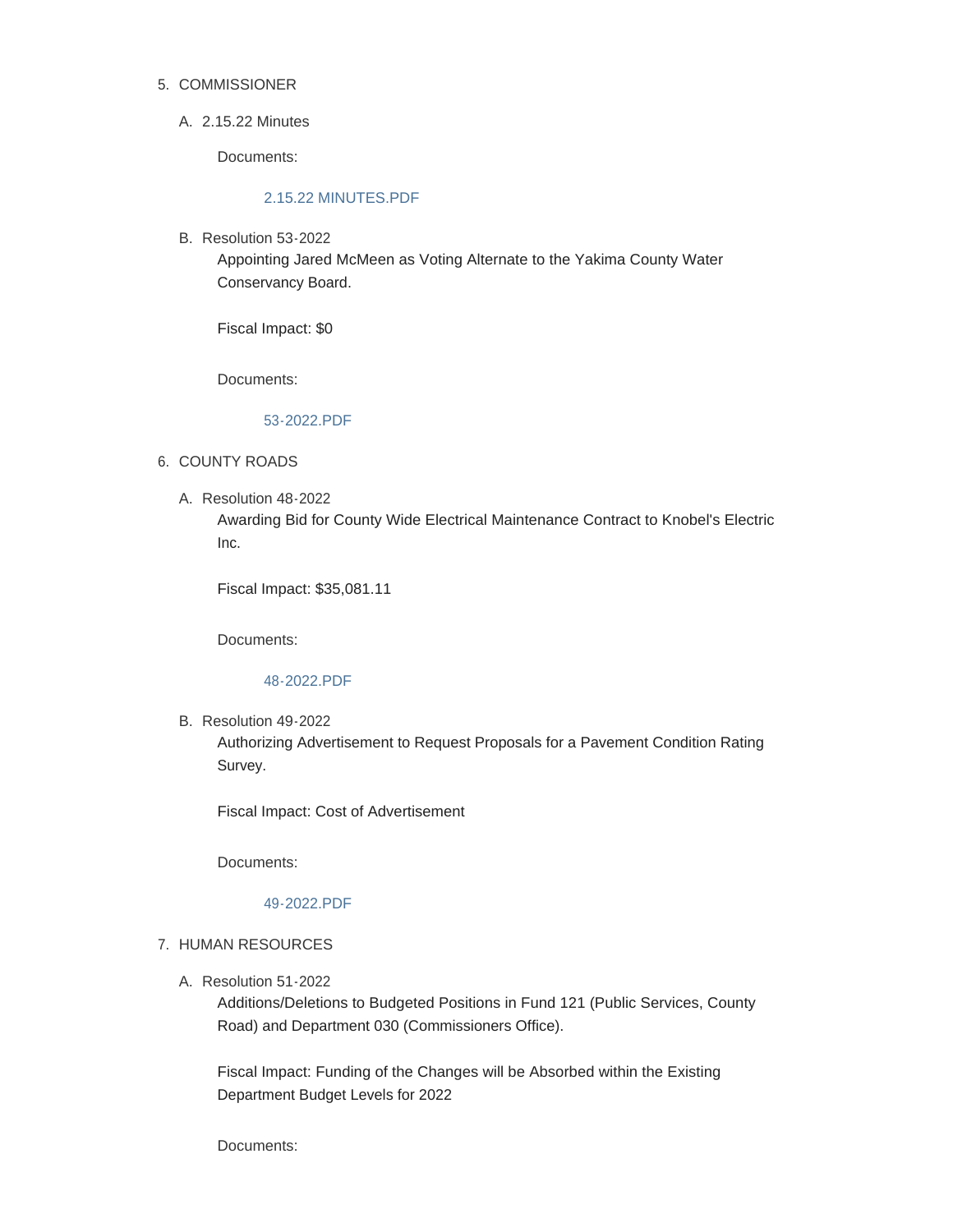5. COMMISSIONER

   A. 2.15.22 Minutes

      Documents:

      2.15.22 MINUTES.PDF

   B. Resolution 53-2022

      Appointing Jared McMeen as Voting Alternate to the Yakima County Water Conservancy Board.

      Fiscal Impact: $0

      Documents:

      53-2022.PDF

6. COUNTY ROADS

   A. Resolution 48-2022

      Awarding Bid for County Wide Electrical Maintenance Contract to Knobel's Electric Inc.

      Fiscal Impact: $35,081.11

      Documents:

      48-2022.PDF

   B. Resolution 49-2022

      Authorizing Advertisement to Request Proposals for a Pavement Condition Rating Survey.

      Fiscal Impact: Cost of Advertisement

      Documents:

      49-2022.PDF

7. HUMAN RESOURCES

   A. Resolution 51-2022

      Additions/Deletions to Budgeted Positions in Fund 121 (Public Services, County Road) and Department 030 (Commissioners Office).

      Fiscal Impact: Funding of the Changes will be Absorbed within the Existing Department Budget Levels for 2022

      Documents: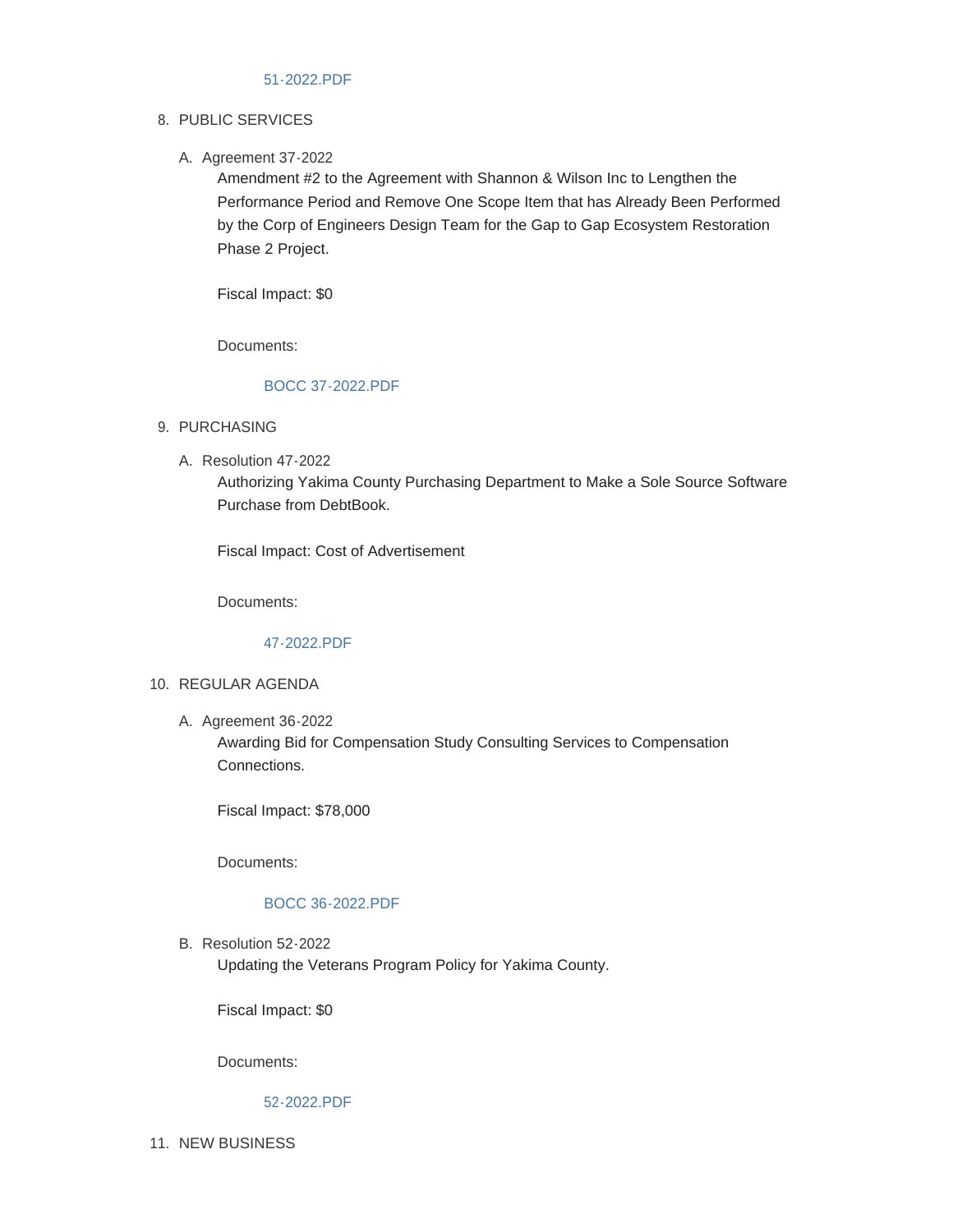51-2022.PDF

8. PUBLIC SERVICES

   A. Agreement 37-2022

      Amendment #2 to the Agreement with Shannon & Wilson Inc to Lengthen the Performance Period and Remove One Scope Item that has Already Been Performed by the Corp of Engineers Design Team for the Gap to Gap Ecosystem Restoration Phase 2 Project.

      Fiscal Impact: $0

      Documents:

      BOCC 37-2022.PDF

9. PURCHASING

   A. Resolution 47-2022

      Authorizing Yakima County Purchasing Department to Make a Sole Source Software Purchase from DebtBook.

      Fiscal Impact: Cost of Advertisement

      Documents:

      47-2022.PDF

10. REGULAR AGENDA

    A. Agreement 36-2022

       Awarding Bid for Compensation Study Consulting Services to Compensation Connections.

       Fiscal Impact: $78,000

       Documents:

       BOCC 36-2022.PDF

    B. Resolution 52-2022

       Updating the Veterans Program Policy for Yakima County.

       Fiscal Impact: $0

       Documents:

       52-2022.PDF

11. NEW BUSINESS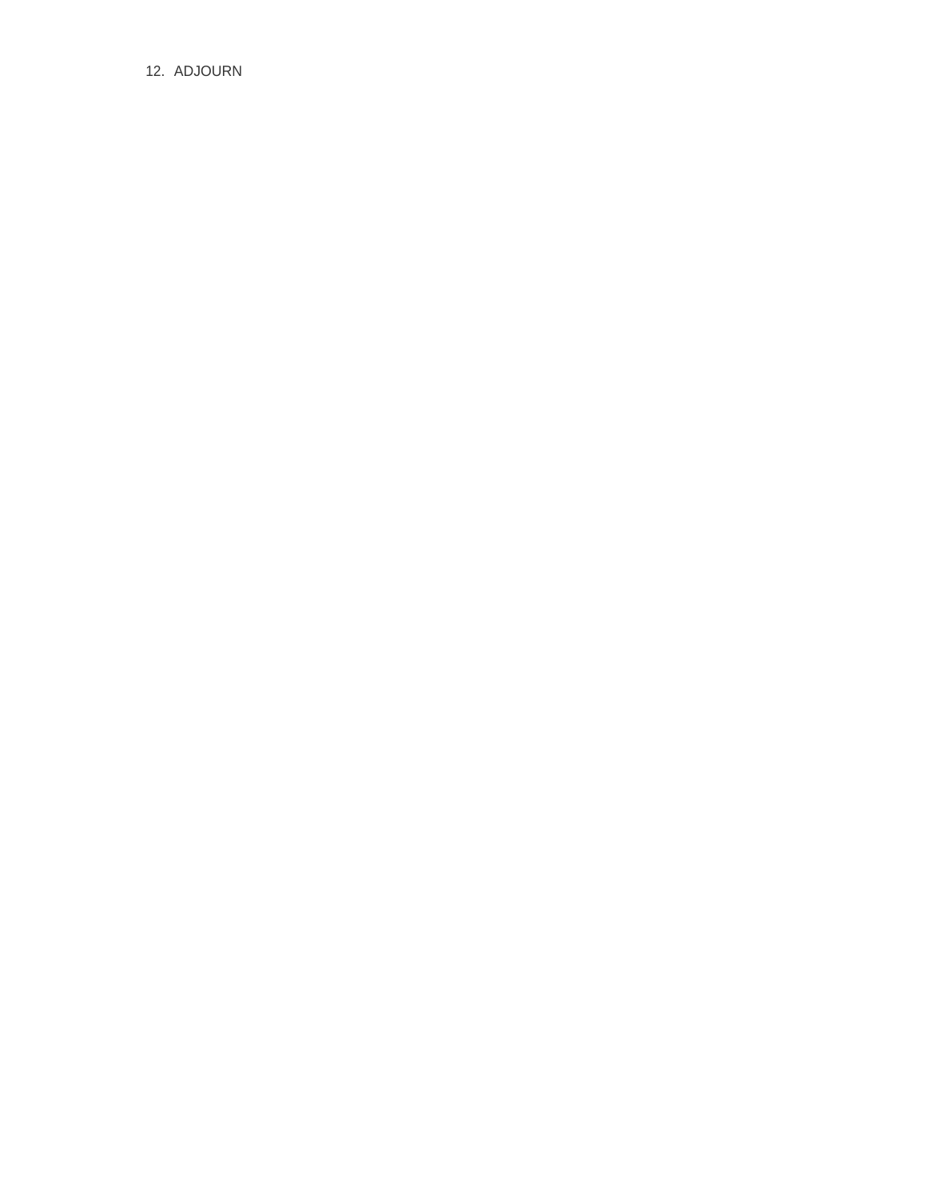12. ADJOURN